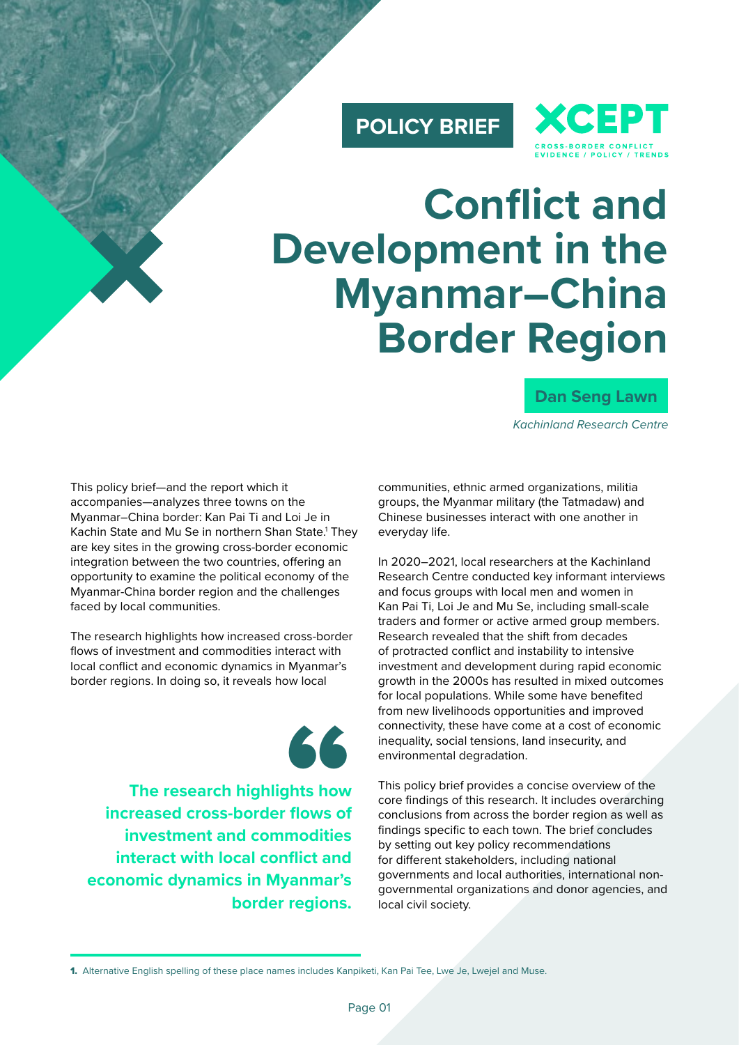POLICY BRIEF

XCEPT
CROSS-BORDER CONFLICT EVIDENCE / POLICY / TRENDS

# Conflict and Development in the Myanmar–China Border Region

**Dan Seng Lawn**

*Kachinland Research Centre*

This policy brief—and the report which it accompanies—analyzes three towns on the Myanmar–China border: Kan Pai Ti and Loi Je in Kachin State and Mu Se in northern Shan State.[1] They are key sites in the growing cross-border economic integration between the two countries, offering an opportunity to examine the political economy of the Myanmar-China border region and the challenges faced by local communities.

The research highlights how increased cross-border flows of investment and commodities interact with local conflict and economic dynamics in Myanmar's border regions. In doing so, it reveals how local communities, ethnic armed organizations, militia groups, the Myanmar military (the Tatmadaw) and Chinese businesses interact with one another in everyday life.

> **The research highlights how increased cross-border flows of investment and commodities interact with local conflict and economic dynamics in Myanmar's border regions.**

In 2020–2021, local researchers at the Kachinland Research Centre conducted key informant interviews and focus groups with local men and women in Kan Pai Ti, Loi Je and Mu Se, including small-scale traders and former or active armed group members. Research revealed that the shift from decades of protracted conflict and instability to intensive investment and development during rapid economic growth in the 2000s has resulted in mixed outcomes for local populations. While some have benefited from new livelihoods opportunities and improved connectivity, these have come at a cost of economic inequality, social tensions, land insecurity, and environmental degradation.

This policy brief provides a concise overview of the core findings of this research. It includes overarching conclusions from across the border region as well as findings specific to each town. The brief concludes by setting out key policy recommendations for different stakeholders, including national governments and local authorities, international non-governmental organizations and donor agencies, and local civil society.

1. Alternative English spelling of these place names includes Kanpiketi, Kan Pai Tee, Lwe Je, Lwejel and Muse.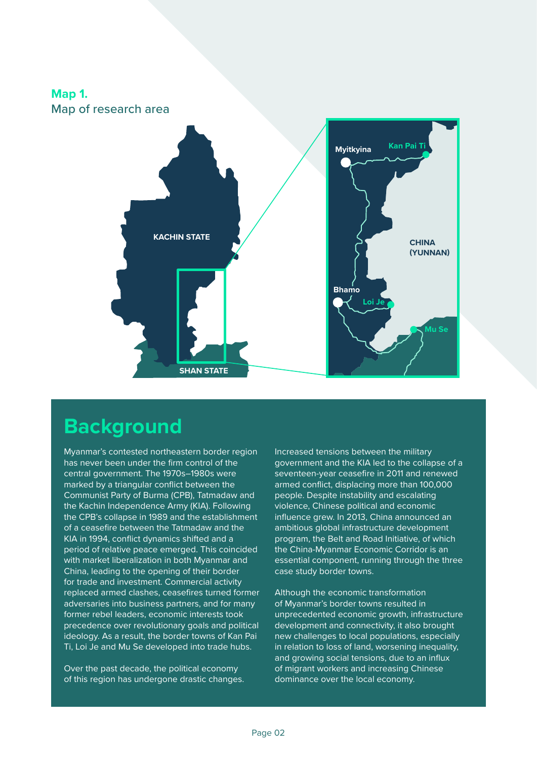**Map 1.**
Map of research area

KACHIN STATE

SHAN STATE

Myitkyina

Kan Pai Ti

CHINA (YUNNAN)

Bhamo

Loi Je

Mu Se

## Background

Myanmar's contested northeastern border region has never been under the firm control of the central government. The 1970s–1980s were marked by a triangular conflict between the Communist Party of Burma (CPB), Tatmadaw and the Kachin Independence Army (KIA). Following the CPB's collapse in 1989 and the establishment of a ceasefire between the Tatmadaw and the KIA in 1994, conflict dynamics shifted and a period of relative peace emerged. This coincided with market liberalization in both Myanmar and China, leading to the opening of their border for trade and investment. Commercial activity replaced armed clashes, ceasefires turned former adversaries into business partners, and for many former rebel leaders, economic interests took precedence over revolutionary goals and political ideology. As a result, the border towns of Kan Pai Ti, Loi Je and Mu Se developed into trade hubs.

Over the past decade, the political economy of this region has undergone drastic changes. Increased tensions between the military government and the KIA led to the collapse of a seventeen-year ceasefire in 2011 and renewed armed conflict, displacing more than 100,000 people. Despite instability and escalating violence, Chinese political and economic influence grew. In 2013, China announced an ambitious global infrastructure development program, the Belt and Road Initiative, of which the China-Myanmar Economic Corridor is an essential component, running through the three case study border towns.

Although the economic transformation of Myanmar's border towns resulted in unprecedented economic growth, infrastructure development and connectivity, it also brought new challenges to local populations, especially in relation to loss of land, worsening inequality, and growing social tensions, due to an influx of migrant workers and increasing Chinese dominance over the local economy.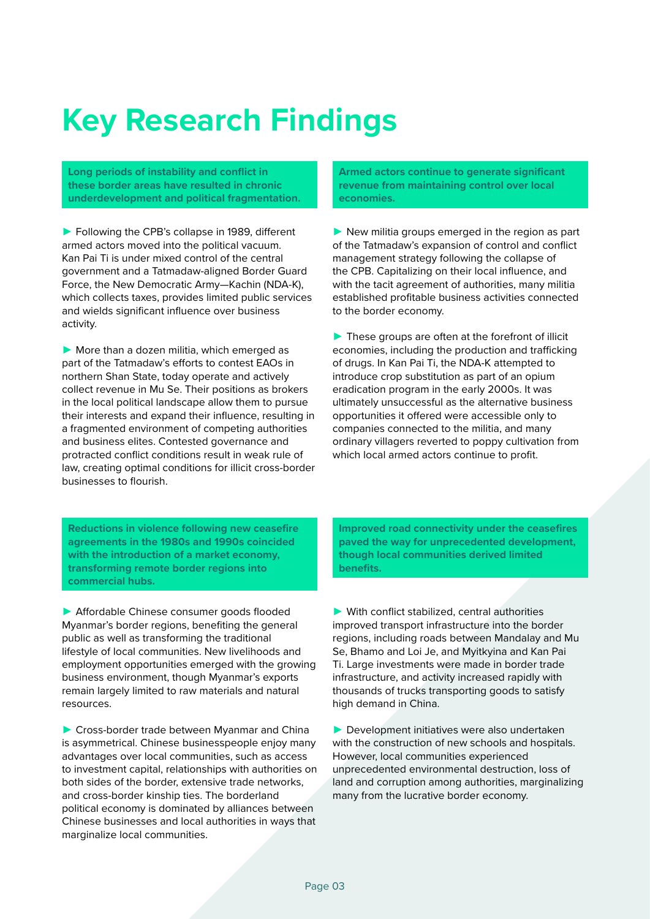# Key Research Findings

**Long periods of instability and conflict in these border areas have resulted in chronic underdevelopment and political fragmentation.**

► Following the CPB's collapse in 1989, different armed actors moved into the political vacuum. Kan Pai Ti is under mixed control of the central government and a Tatmadaw-aligned Border Guard Force, the New Democratic Army—Kachin (NDA-K), which collects taxes, provides limited public services and wields significant influence over business activity.

► More than a dozen militia, which emerged as part of the Tatmadaw's efforts to contest EAOs in northern Shan State, today operate and actively collect revenue in Mu Se. Their positions as brokers in the local political landscape allow them to pursue their interests and expand their influence, resulting in a fragmented environment of competing authorities and business elites. Contested governance and protracted conflict conditions result in weak rule of law, creating optimal conditions for illicit cross-border businesses to flourish.

**Armed actors continue to generate significant revenue from maintaining control over local economies.**

► New militia groups emerged in the region as part of the Tatmadaw's expansion of control and conflict management strategy following the collapse of the CPB. Capitalizing on their local influence, and with the tacit agreement of authorities, many militia established profitable business activities connected to the border economy.

► These groups are often at the forefront of illicit economies, including the production and trafficking of drugs. In Kan Pai Ti, the NDA-K attempted to introduce crop substitution as part of an opium eradication program in the early 2000s. It was ultimately unsuccessful as the alternative business opportunities it offered were accessible only to companies connected to the militia, and many ordinary villagers reverted to poppy cultivation from which local armed actors continue to profit.

**Reductions in violence following new ceasefire agreements in the 1980s and 1990s coincided with the introduction of a market economy, transforming remote border regions into commercial hubs.**

► Affordable Chinese consumer goods flooded Myanmar's border regions, benefiting the general public as well as transforming the traditional lifestyle of local communities. New livelihoods and employment opportunities emerged with the growing business environment, though Myanmar's exports remain largely limited to raw materials and natural resources.

► Cross-border trade between Myanmar and China is asymmetrical. Chinese businesspeople enjoy many advantages over local communities, such as access to investment capital, relationships with authorities on both sides of the border, extensive trade networks, and cross-border kinship ties. The borderland political economy is dominated by alliances between Chinese businesses and local authorities in ways that marginalize local communities.

**Improved road connectivity under the ceasefires paved the way for unprecedented development, though local communities derived limited benefits.**

► With conflict stabilized, central authorities improved transport infrastructure into the border regions, including roads between Mandalay and Mu Se, Bhamo and Loi Je, and Myitkyina and Kan Pai Ti. Large investments were made in border trade infrastructure, and activity increased rapidly with thousands of trucks transporting goods to satisfy high demand in China.

► Development initiatives were also undertaken with the construction of new schools and hospitals. However, local communities experienced unprecedented environmental destruction, loss of land and corruption among authorities, marginalizing many from the lucrative border economy.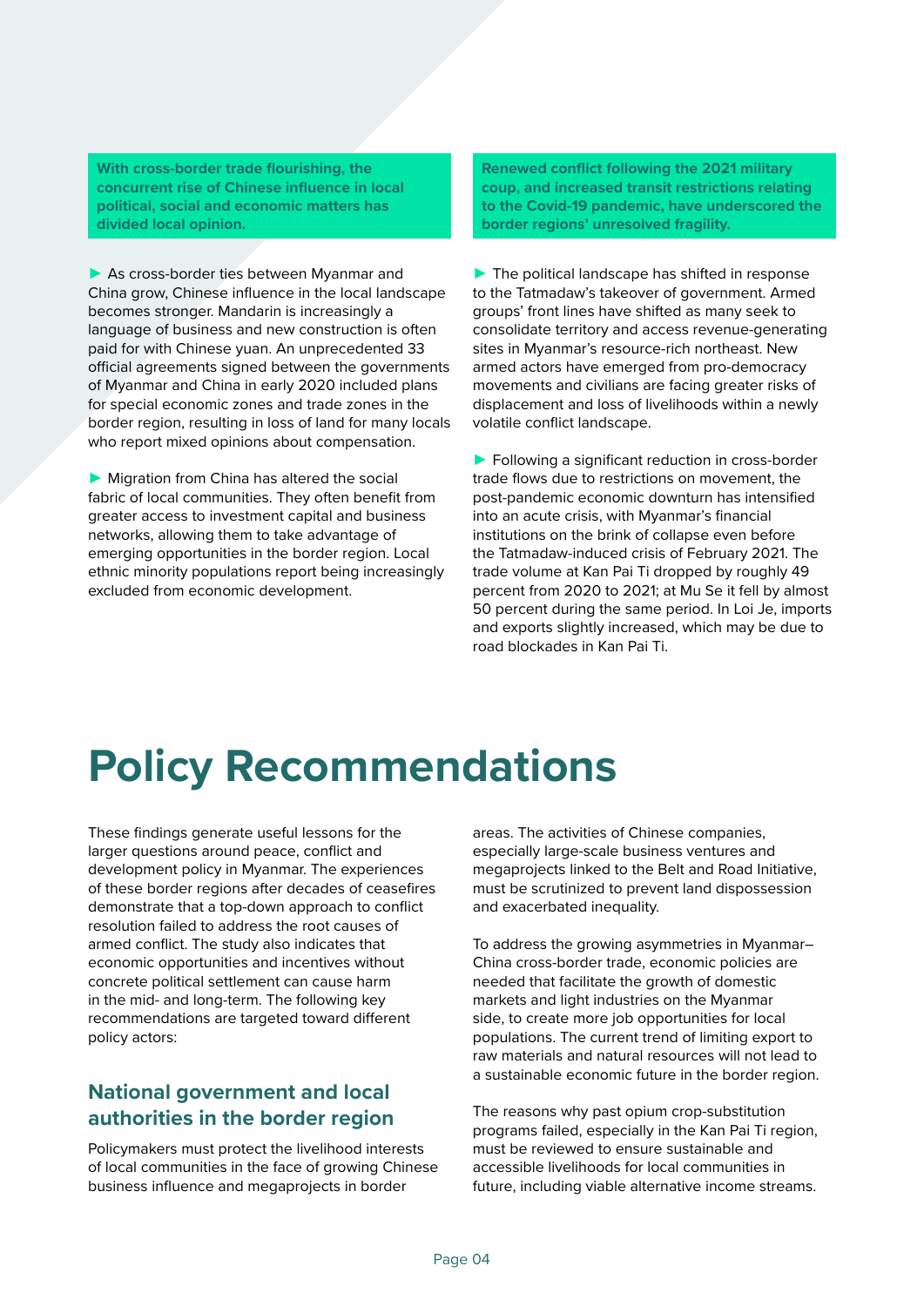**With cross-border trade flourishing, the concurrent rise of Chinese influence in local political, social and economic matters has divided local opinion.**

► As cross-border ties between Myanmar and China grow, Chinese influence in the local landscape becomes stronger. Mandarin is increasingly a language of business and new construction is often paid for with Chinese yuan. An unprecedented 33 official agreements signed between the governments of Myanmar and China in early 2020 included plans for special economic zones and trade zones in the border region, resulting in loss of land for many locals who report mixed opinions about compensation.

► Migration from China has altered the social fabric of local communities. They often benefit from greater access to investment capital and business networks, allowing them to take advantage of emerging opportunities in the border region. Local ethnic minority populations report being increasingly excluded from economic development.

**Renewed conflict following the 2021 military coup, and increased transit restrictions relating to the Covid-19 pandemic, have underscored the border regions' unresolved fragility.**

► The political landscape has shifted in response to the Tatmadaw's takeover of government. Armed groups' front lines have shifted as many seek to consolidate territory and access revenue-generating sites in Myanmar's resource-rich northeast. New armed actors have emerged from pro-democracy movements and civilians are facing greater risks of displacement and loss of livelihoods within a newly volatile conflict landscape.

► Following a significant reduction in cross-border trade flows due to restrictions on movement, the post-pandemic economic downturn has intensified into an acute crisis, with Myanmar's financial institutions on the brink of collapse even before the Tatmadaw-induced crisis of February 2021. The trade volume at Kan Pai Ti dropped by roughly 49 percent from 2020 to 2021; at Mu Se it fell by almost 50 percent during the same period. In Loi Je, imports and exports slightly increased, which may be due to road blockades in Kan Pai Ti.

# Policy Recommendations

These findings generate useful lessons for the larger questions around peace, conflict and development policy in Myanmar. The experiences of these border regions after decades of ceasefires demonstrate that a top-down approach to conflict resolution failed to address the root causes of armed conflict. The study also indicates that economic opportunities and incentives without concrete political settlement can cause harm in the mid- and long-term. The following key recommendations are targeted toward different policy actors:

## National government and local authorities in the border region

Policymakers must protect the livelihood interests of local communities in the face of growing Chinese business influence and megaprojects in border areas. The activities of Chinese companies, especially large-scale business ventures and megaprojects linked to the Belt and Road Initiative, must be scrutinized to prevent land dispossession and exacerbated inequality.

To address the growing asymmetries in Myanmar–China cross-border trade, economic policies are needed that facilitate the growth of domestic markets and light industries on the Myanmar side, to create more job opportunities for local populations. The current trend of limiting export to raw materials and natural resources will not lead to a sustainable economic future in the border region.

The reasons why past opium crop-substitution programs failed, especially in the Kan Pai Ti region, must be reviewed to ensure sustainable and accessible livelihoods for local communities in future, including viable alternative income streams.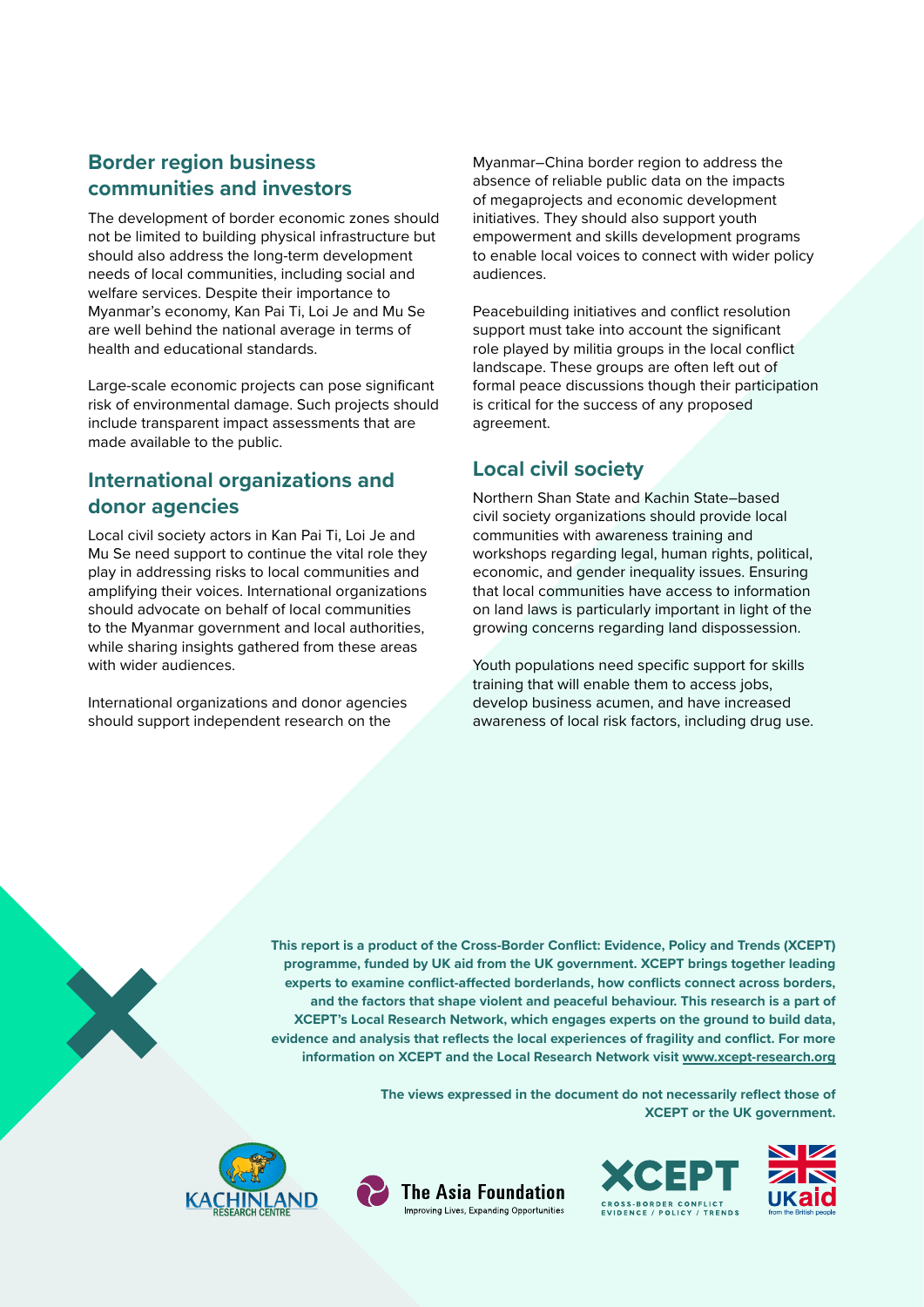## Border region business communities and investors

The development of border economic zones should not be limited to building physical infrastructure but should also address the long-term development needs of local communities, including social and welfare services. Despite their importance to Myanmar's economy, Kan Pai Ti, Loi Je and Mu Se are well behind the national average in terms of health and educational standards.

Large-scale economic projects can pose significant risk of environmental damage. Such projects should include transparent impact assessments that are made available to the public.

## International organizations and donor agencies

Local civil society actors in Kan Pai Ti, Loi Je and Mu Se need support to continue the vital role they play in addressing risks to local communities and amplifying their voices. International organizations should advocate on behalf of local communities to the Myanmar government and local authorities, while sharing insights gathered from these areas with wider audiences.

International organizations and donor agencies should support independent research on the Myanmar–China border region to address the absence of reliable public data on the impacts of megaprojects and economic development initiatives. They should also support youth empowerment and skills development programs to enable local voices to connect with wider policy audiences.

Peacebuilding initiatives and conflict resolution support must take into account the significant role played by militia groups in the local conflict landscape. These groups are often left out of formal peace discussions though their participation is critical for the success of any proposed agreement.

## Local civil society

Northern Shan State and Kachin State–based civil society organizations should provide local communities with awareness training and workshops regarding legal, human rights, political, economic, and gender inequality issues. Ensuring that local communities have access to information on land laws is particularly important in light of the growing concerns regarding land dispossession.

Youth populations need specific support for skills training that will enable them to access jobs, develop business acumen, and have increased awareness of local risk factors, including drug use.

**This report is a product of the Cross-Border Conflict: Evidence, Policy and Trends (XCEPT) programme, funded by UK aid from the UK government. XCEPT brings together leading experts to examine conflict-affected borderlands, how conflicts connect across borders, and the factors that shape violent and peaceful behaviour. This research is a part of XCEPT's Local Research Network, which engages experts on the ground to build data, evidence and analysis that reflects the local experiences of fragility and conflict. For more information on XCEPT and the Local Research Network visit www.xcept-research.org**

**The views expressed in the document do not necessarily reflect those of XCEPT or the UK government.**

KACHINLAND RESEARCH CENTRE

The Asia Foundation
Improving Lives, Expanding Opportunities

XCEPT
CROSS-BORDER CONFLICT
EVIDENCE / POLICY / TRENDS

UKaid
from the British people